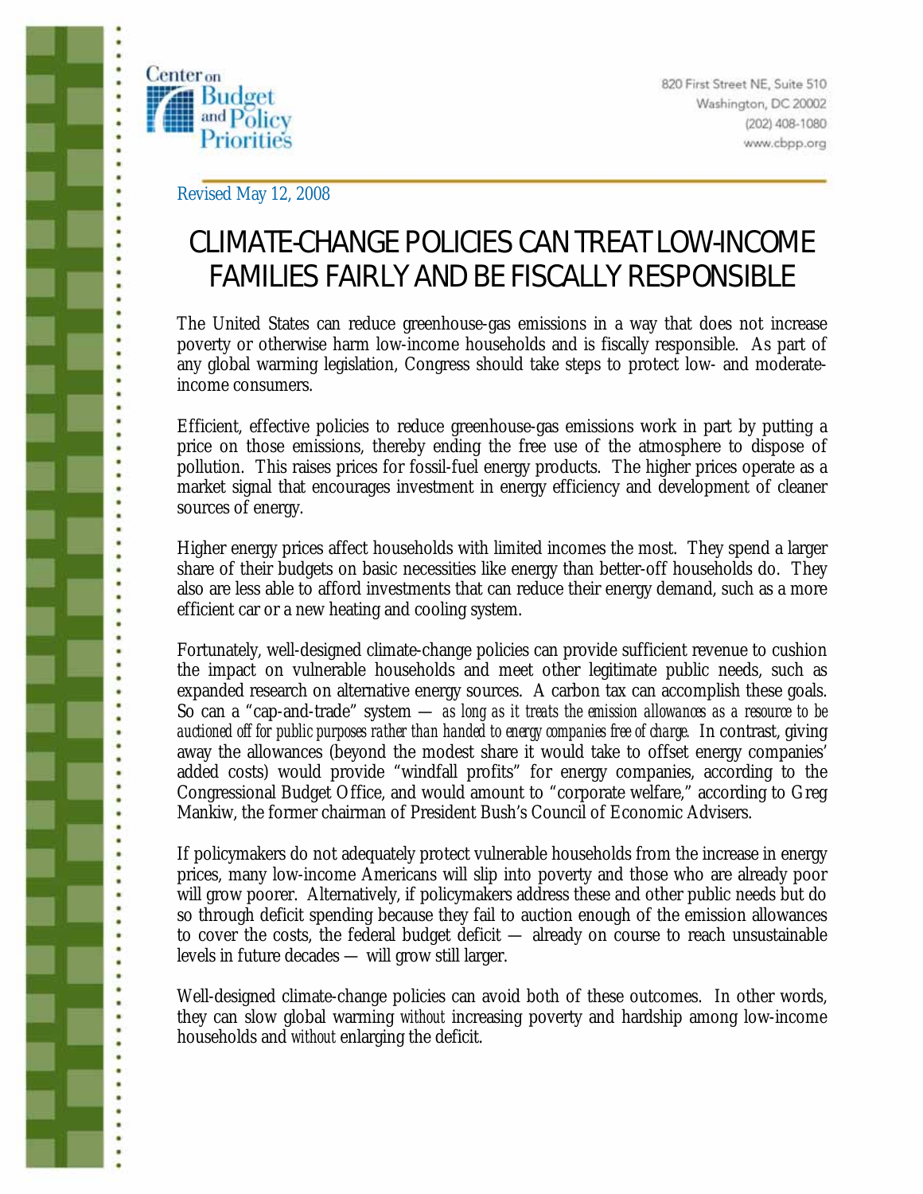Center on Budget and Policy Priorities

820 First Street NE, Suite 510
Washington, DC 20002
(202) 408-1080
www.cbpp.org

Revised May 12, 2008

# CLIMATE-CHANGE POLICIES CAN TREAT LOW-INCOME FAMILIES FAIRLY AND BE FISCALLY RESPONSIBLE

The United States can reduce greenhouse-gas emissions in a way that does not increase poverty or otherwise harm low-income households and is fiscally responsible. As part of any global warming legislation, Congress should take steps to protect low- and moderate-income consumers.

Efficient, effective policies to reduce greenhouse-gas emissions work in part by putting a price on those emissions, thereby ending the free use of the atmosphere to dispose of pollution. This raises prices for fossil-fuel energy products. The higher prices operate as a market signal that encourages investment in energy efficiency and development of cleaner sources of energy.

Higher energy prices affect households with limited incomes the most. They spend a larger share of their budgets on basic necessities like energy than better-off households do. They also are less able to afford investments that can reduce their energy demand, such as a more efficient car or a new heating and cooling system.

Fortunately, well-designed climate-change policies can provide sufficient revenue to cushion the impact on vulnerable households and meet other legitimate public needs, such as expanded research on alternative energy sources. A carbon tax can accomplish these goals. So can a "cap-and-trade" system — *as long as it treats the emission allowances as a resource to be auctioned off for public purposes rather than handed to energy companies free of charge.* In contrast, giving away the allowances (beyond the modest share it would take to offset energy companies' added costs) would provide "windfall profits" for energy companies, according to the Congressional Budget Office, and would amount to "corporate welfare," according to Greg Mankiw, the former chairman of President Bush's Council of Economic Advisers.

If policymakers do not adequately protect vulnerable households from the increase in energy prices, many low-income Americans will slip into poverty and those who are already poor will grow poorer. Alternatively, if policymakers address these and other public needs but do so through deficit spending because they fail to auction enough of the emission allowances to cover the costs, the federal budget deficit — already on course to reach unsustainable levels in future decades — will grow still larger.

Well-designed climate-change policies can avoid both of these outcomes. In other words, they can slow global warming *without* increasing poverty and hardship among low-income households and *without* enlarging the deficit.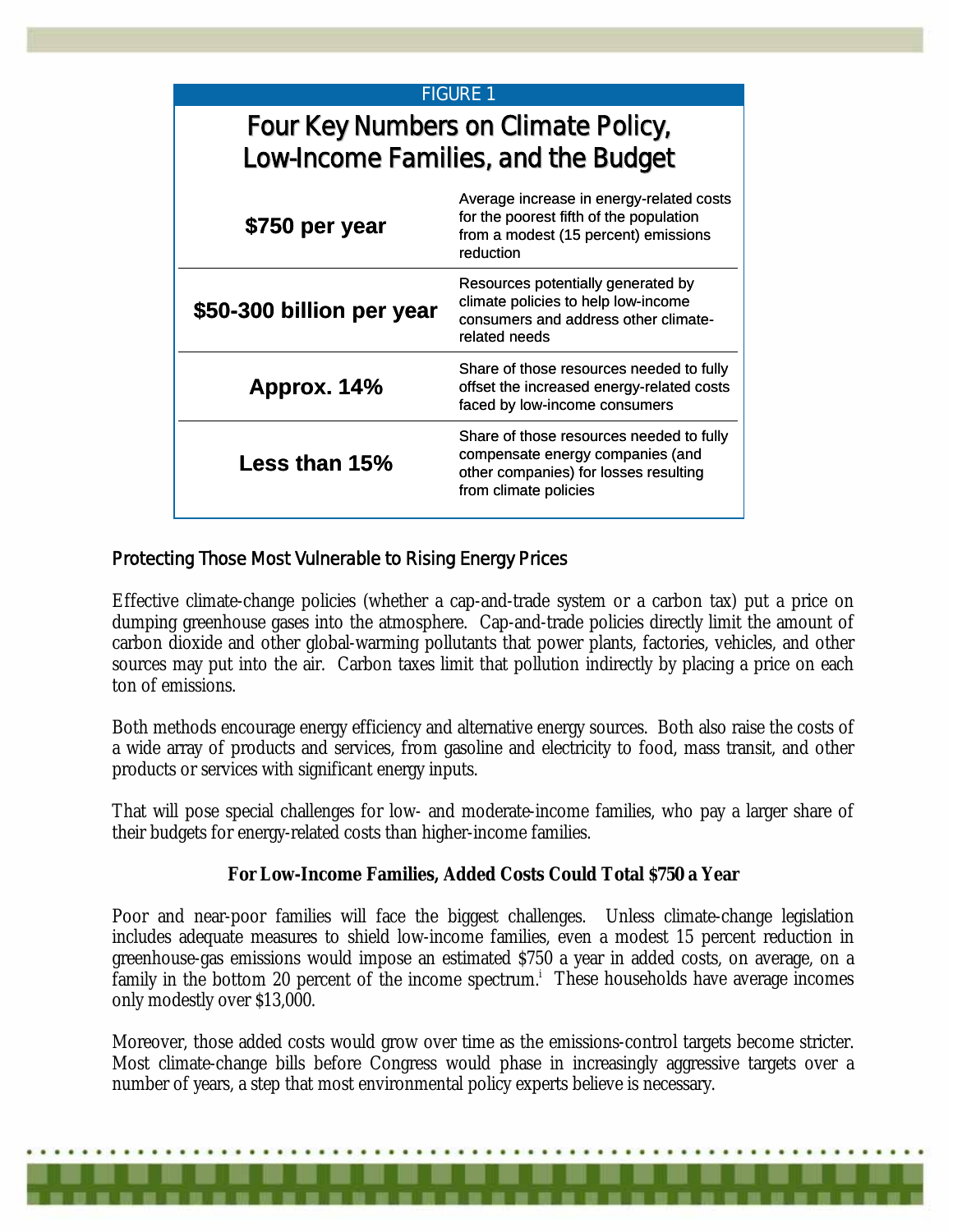FIGURE 1

## Four Key Numbers on Climate Policy, Low-Income Families, and the Budget

| | |
|---|---|
| **$750 per year** | Average increase in energy-related costs for the poorest fifth of the population from a modest (15 percent) emissions reduction |
| **$50-300 billion per year** | Resources potentially generated by climate policies to help low-income consumers and address other climate-related needs |
| **Approx. 14%** | Share of those resources needed to fully offset the increased energy-related costs faced by low-income consumers |
| **Less than 15%** | Share of those resources needed to fully compensate energy companies (and other companies) for losses resulting from climate policies |

## Protecting Those Most Vulnerable to Rising Energy Prices

Effective climate-change policies (whether a cap-and-trade system or a carbon tax) put a price on dumping greenhouse gases into the atmosphere. Cap-and-trade policies directly limit the amount of carbon dioxide and other global-warming pollutants that power plants, factories, vehicles, and other sources may put into the air. Carbon taxes limit that pollution indirectly by placing a price on each ton of emissions.

Both methods encourage energy efficiency and alternative energy sources. Both also raise the costs of a wide array of products and services, from gasoline and electricity to food, mass transit, and other products or services with significant energy inputs.

That will pose special challenges for low- and moderate-income families, who pay a larger share of their budgets for energy-related costs than higher-income families.

### For Low-Income Families, Added Costs Could Total $750 a Year

Poor and near-poor families will face the biggest challenges. Unless climate-change legislation includes adequate measures to shield low-income families, even a modest 15 percent reduction in greenhouse-gas emissions would impose an estimated $750 a year in added costs, on average, on a family in the bottom 20 percent of the income spectrum.[i] These households have average incomes only modestly over $13,000.

Moreover, those added costs would grow over time as the emissions-control targets become stricter. Most climate-change bills before Congress would phase in increasingly aggressive targets over a number of years, a step that most environmental policy experts believe is necessary.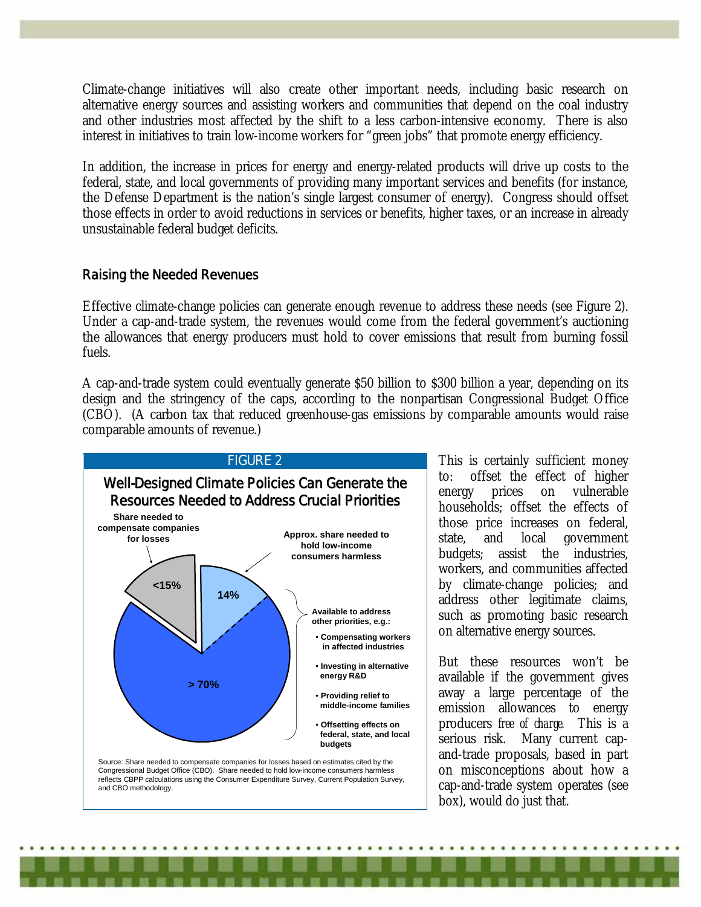Climate-change initiatives will also create other important needs, including basic research on alternative energy sources and assisting workers and communities that depend on the coal industry and other industries most affected by the shift to a less carbon-intensive economy. There is also interest in initiatives to train low-income workers for "green jobs" that promote energy efficiency.

In addition, the increase in prices for energy and energy-related products will drive up costs to the federal, state, and local governments of providing many important services and benefits (for instance, the Defense Department is the nation's single largest consumer of energy). Congress should offset those effects in order to avoid reductions in services or benefits, higher taxes, or an increase in already unsustainable federal budget deficits.

## Raising the Needed Revenues

Effective climate-change policies can generate enough revenue to address these needs (see Figure 2). Under a cap-and-trade system, the revenues would come from the federal government's auctioning the allowances that energy producers must hold to cover emissions that result from burning fossil fuels.

A cap-and-trade system could eventually generate $50 billion to $300 billion a year, depending on its design and the stringency of the caps, according to the nonpartisan Congressional Budget Office (CBO). (A carbon tax that reduced greenhouse-gas emissions by comparable amounts would raise comparable amounts of revenue.)

**FIGURE 2**

**Well-Designed Climate Policies Can Generate the Resources Needed to Address Crucial Priorities**

- Share needed to compensate companies for losses: <15%
- Approx. share needed to hold low-income consumers harmless: 14%
- Available to address other priorities, e.g.: > 70%
  - Compensating workers in affected industries
  - Investing in alternative energy R&D
  - Providing relief to middle-income families
  - Offsetting effects on federal, state, and local budgets

Source: Share needed to compensate companies for losses based on estimates cited by the Congressional Budget Office (CBO). Share needed to hold low-income consumers harmless reflects CBPP calculations using the Consumer Expenditure Survey, Current Population Survey, and CBO methodology.

This is certainly sufficient money to: offset the effect of higher energy prices on vulnerable households; offset the effects of those price increases on federal, state, and local government budgets; assist the industries, workers, and communities affected by climate-change policies; and address other legitimate claims, such as promoting basic research on alternative energy sources.

But these resources won't be available if the government gives away a large percentage of the emission allowances to energy producers *free of charge*. This is a serious risk. Many current cap-and-trade proposals, based in part on misconceptions about how a cap-and-trade system operates (see box), would do just that.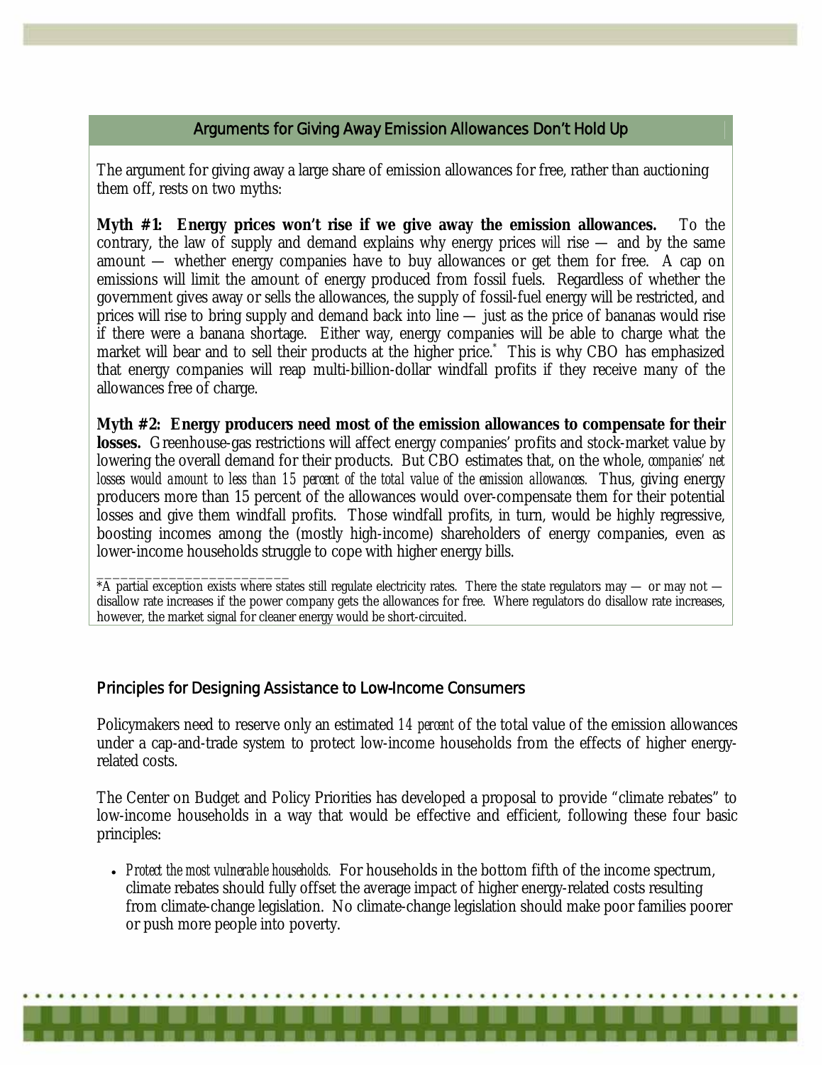## Arguments for Giving Away Emission Allowances Don't Hold Up

The argument for giving away a large share of emission allowances for free, rather than auctioning them off, rests on two myths:

**Myth #1: Energy prices won't rise if we give away the emission allowances.** To the contrary, the law of supply and demand explains why energy prices *will* rise — and by the same amount — whether energy companies have to buy allowances or get them for free. A cap on emissions will limit the amount of energy produced from fossil fuels. Regardless of whether the government gives away or sells the allowances, the supply of fossil-fuel energy will be restricted, and prices will rise to bring supply and demand back into line — just as the price of bananas would rise if there were a banana shortage. Either way, energy companies will be able to charge what the market will bear and to sell their products at the higher price.* This is why CBO has emphasized that energy companies will reap multi-billion-dollar windfall profits if they receive many of the allowances free of charge.

**Myth #2: Energy producers need most of the emission allowances to compensate for their losses.** Greenhouse-gas restrictions will affect energy companies' profits and stock-market value by lowering the overall demand for their products. But CBO estimates that, on the whole, *companies' net losses would amount to less than 15 percent of the total value of the emission allowances.* Thus, giving energy producers more than 15 percent of the allowances would over-compensate them for their potential losses and give them windfall profits. Those windfall profits, in turn, would be highly regressive, boosting incomes among the (mostly high-income) shareholders of energy companies, even as lower-income households struggle to cope with higher energy bills.

______________________

*A partial exception exists where states still regulate electricity rates. There the state regulators may — or may not — disallow rate increases if the power company gets the allowances for free. Where regulators do disallow rate increases, however, the market signal for cleaner energy would be short-circuited.

## Principles for Designing Assistance to Low-Income Consumers

Policymakers need to reserve only an estimated *14 percent* of the total value of the emission allowances under a cap-and-trade system to protect low-income households from the effects of higher energy-related costs.

The Center on Budget and Policy Priorities has developed a proposal to provide "climate rebates" to low-income households in a way that would be effective and efficient, following these four basic principles:

- *Protect the most vulnerable households.* For households in the bottom fifth of the income spectrum, climate rebates should fully offset the average impact of higher energy-related costs resulting from climate-change legislation. No climate-change legislation should make poor families poorer or push more people into poverty.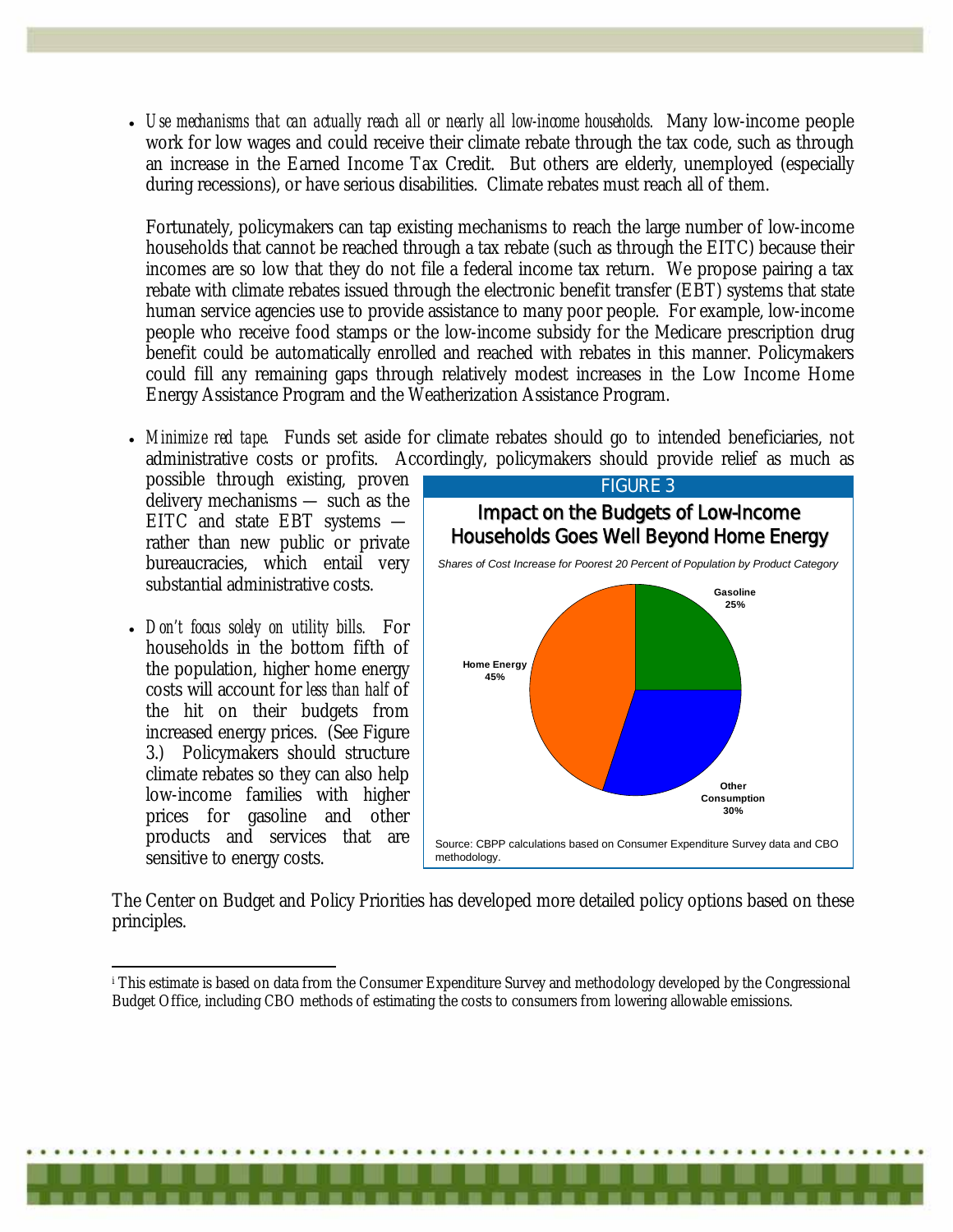- *Use mechanisms that can actually reach all or nearly all low-income households.* Many low-income people work for low wages and could receive their climate rebate through the tax code, such as through an increase in the Earned Income Tax Credit. But others are elderly, unemployed (especially during recessions), or have serious disabilities. Climate rebates must reach all of them.

  Fortunately, policymakers can tap existing mechanisms to reach the large number of low-income households that cannot be reached through a tax rebate (such as through the EITC) because their incomes are so low that they do not file a federal income tax return. We propose pairing a tax rebate with climate rebates issued through the electronic benefit transfer (EBT) systems that state human service agencies use to provide assistance to many poor people. For example, low-income people who receive food stamps or the low-income subsidy for the Medicare prescription drug benefit could be automatically enrolled and reached with rebates in this manner. Policymakers could fill any remaining gaps through relatively modest increases in the Low Income Home Energy Assistance Program and the Weatherization Assistance Program.

- *Minimize red tape.* Funds set aside for climate rebates should go to intended beneficiaries, not administrative costs or profits. Accordingly, policymakers should provide relief as much as possible through existing, proven delivery mechanisms — such as the EITC and state EBT systems — rather than new public or private bureaucracies, which entail very substantial administrative costs.

- *Don't focus solely on utility bills.* For households in the bottom fifth of the population, higher home energy costs will account for *less than half* of the hit on their budgets from increased energy prices. (See Figure 3.) Policymakers should structure climate rebates so they can also help low-income families with higher prices for gasoline and other products and services that are sensitive to energy costs.

FIGURE 3

**Impact on the Budgets of Low-Income Households Goes Well Beyond Home Energy**

*Shares of Cost Increase for Poorest 20 Percent of Population by Product Category*

Gasoline 25%

Home Energy 45%

Other Consumption 30%

Source: CBPP calculations based on Consumer Expenditure Survey data and CBO methodology.

The Center on Budget and Policy Priorities has developed more detailed policy options based on these principles.

---

[i] This estimate is based on data from the Consumer Expenditure Survey and methodology developed by the Congressional Budget Office, including CBO methods of estimating the costs to consumers from lowering allowable emissions.